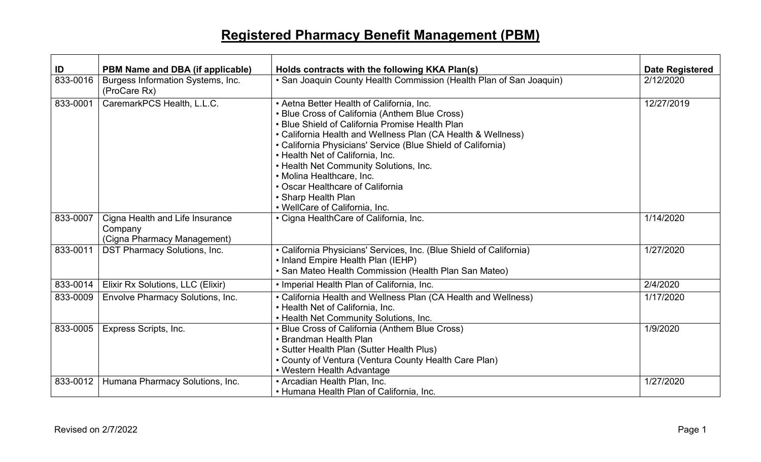# Registered Pharmacy Benefit Management (PBM)

| ID | PBM Name and DBA (if applicable) | Holds contracts with the following KKA Plan(s) | Date Registered |
| --- | --- | --- | --- |
| 833-0016 | Burgess Information Systems, Inc. (ProCare Rx) | • San Joaquin County Health Commission (Health Plan of San Joaquin) | 2/12/2020 |
| 833-0001 | CaremarkPCS Health, L.L.C. | • Aetna Better Health of California, Inc.<br>• Blue Cross of California (Anthem Blue Cross)<br>• Blue Shield of California Promise Health Plan<br>• California Health and Wellness Plan (CA Health & Wellness)<br>• California Physicians' Service (Blue Shield of California)<br>• Health Net of California, Inc.<br>• Health Net Community Solutions, Inc.<br>• Molina Healthcare, Inc.<br>• Oscar Healthcare of California<br>• Sharp Health Plan<br>• WellCare of California, Inc. | 12/27/2019 |
| 833-0007 | Cigna Health and Life Insurance Company (Cigna Pharmacy Management) | • Cigna HealthCare of California, Inc. | 1/14/2020 |
| 833-0011 | DST Pharmacy Solutions, Inc. | • California Physicians' Services, Inc. (Blue Shield of California)<br>• Inland Empire Health Plan (IEHP)<br>• San Mateo Health Commission (Health Plan San Mateo) | 1/27/2020 |
| 833-0014 | Elixir Rx Solutions, LLC (Elixir) | • Imperial Health Plan of California, Inc. | 2/4/2020 |
| 833-0009 | Envolve Pharmacy Solutions, Inc. | • California Health and Wellness Plan (CA Health and Wellness)<br>• Health Net of California, Inc.<br>• Health Net Community Solutions, Inc. | 1/17/2020 |
| 833-0005 | Express Scripts, Inc. | • Blue Cross of California (Anthem Blue Cross)<br>• Brandman Health Plan<br>• Sutter Health Plan (Sutter Health Plus)<br>• County of Ventura (Ventura County Health Care Plan)<br>• Western Health Advantage | 1/9/2020 |
| 833-0012 | Humana Pharmacy Solutions, Inc. | • Arcadian Health Plan, Inc.<br>• Humana Health Plan of California, Inc. | 1/27/2020 |

Revised on 2/7/2022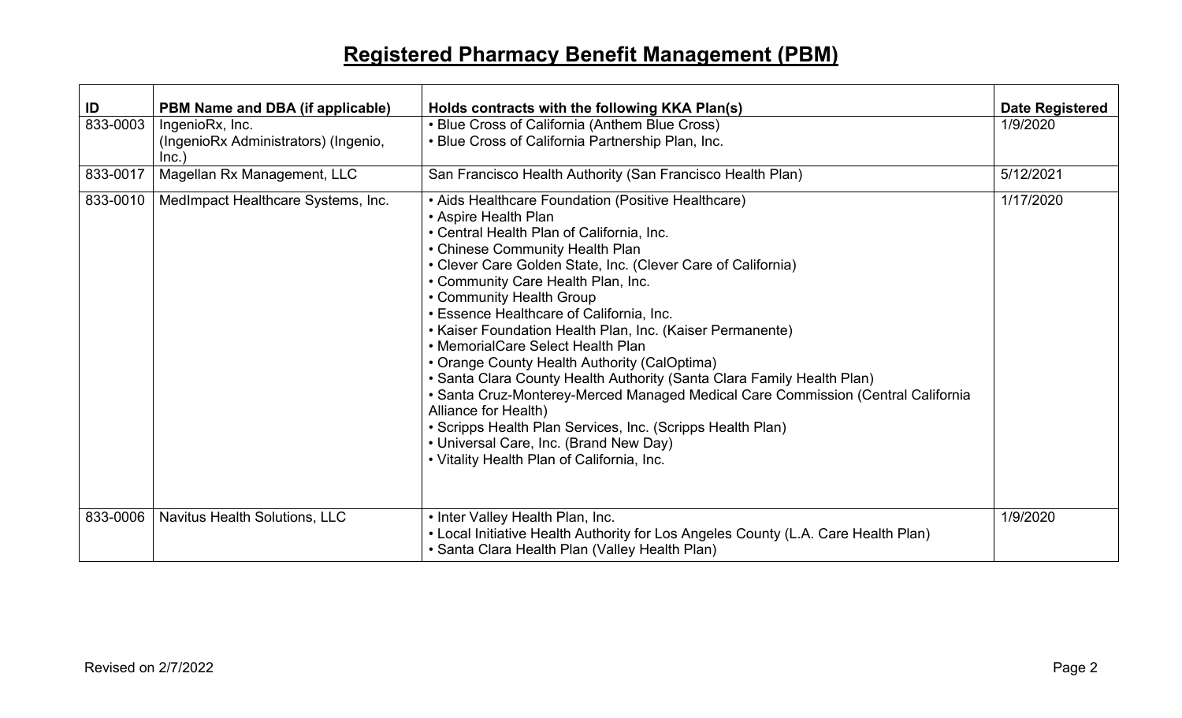# Registered Pharmacy Benefit Management (PBM)

| ID | PBM Name and DBA (if applicable) | Holds contracts with the following KKA Plan(s) | Date Registered |
|---|---|---|---|
| 833-0003 | IngenioRx, Inc. (IngenioRx Administrators) (Ingenio, Inc.) | • Blue Cross of California (Anthem Blue Cross)<br>• Blue Cross of California Partnership Plan, Inc. | 1/9/2020 |
| 833-0017 | Magellan Rx Management, LLC | San Francisco Health Authority (San Francisco Health Plan) | 5/12/2021 |
| 833-0010 | MedImpact Healthcare Systems, Inc. | • Aids Healthcare Foundation (Positive Healthcare)<br>• Aspire Health Plan<br>• Central Health Plan of California, Inc.<br>• Chinese Community Health Plan<br>• Clever Care Golden State, Inc. (Clever Care of California)<br>• Community Care Health Plan, Inc.<br>• Community Health Group<br>• Essence Healthcare of California, Inc.<br>• Kaiser Foundation Health Plan, Inc. (Kaiser Permanente)<br>• MemorialCare Select Health Plan<br>• Orange County Health Authority (CalOptima)<br>• Santa Clara County Health Authority (Santa Clara Family Health Plan)<br>• Santa Cruz-Monterey-Merced Managed Medical Care Commission (Central California Alliance for Health)<br>• Scripps Health Plan Services, Inc. (Scripps Health Plan)<br>• Universal Care, Inc. (Brand New Day)<br>• Vitality Health Plan of California, Inc. | 1/17/2020 |
| 833-0006 | Navitus Health Solutions, LLC | • Inter Valley Health Plan, Inc.<br>• Local Initiative Health Authority for Los Angeles County (L.A. Care Health Plan)<br>• Santa Clara Health Plan (Valley Health Plan) | 1/9/2020 |

Revised on 2/7/2022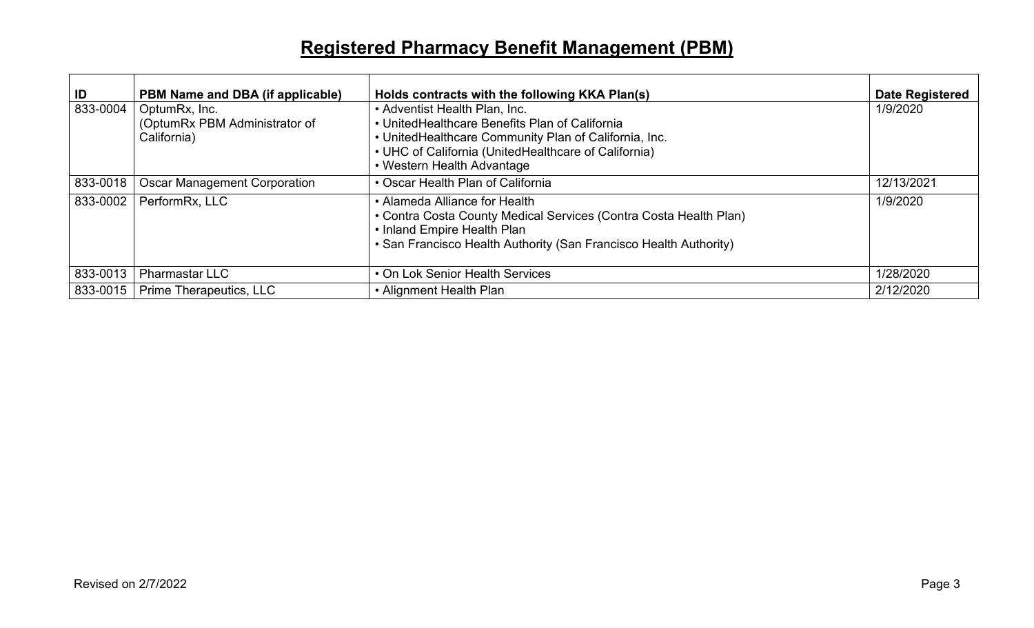# Registered Pharmacy Benefit Management (PBM)

| ID | PBM Name and DBA (if applicable) | Holds contracts with the following KKA Plan(s) | Date Registered |
|---|---|---|---|
| 833-0004 | OptumRx, Inc. (OptumRx PBM Administrator of California) | • Adventist Health Plan, Inc.<br>• UnitedHealthcare Benefits Plan of California<br>• UnitedHealthcare Community Plan of California, Inc.<br>• UHC of California (UnitedHealthcare of California)<br>• Western Health Advantage | 1/9/2020 |
| 833-0018 | Oscar Management Corporation | • Oscar Health Plan of California | 12/13/2021 |
| 833-0002 | PerformRx, LLC | • Alameda Alliance for Health<br>• Contra Costa County Medical Services (Contra Costa Health Plan)<br>• Inland Empire Health Plan<br>• San Francisco Health Authority (San Francisco Health Authority) | 1/9/2020 |
| 833-0013 | Pharmastar LLC | • On Lok Senior Health Services | 1/28/2020 |
| 833-0015 | Prime Therapeutics, LLC | • Alignment Health Plan | 2/12/2020 |

Revised on 2/7/2022